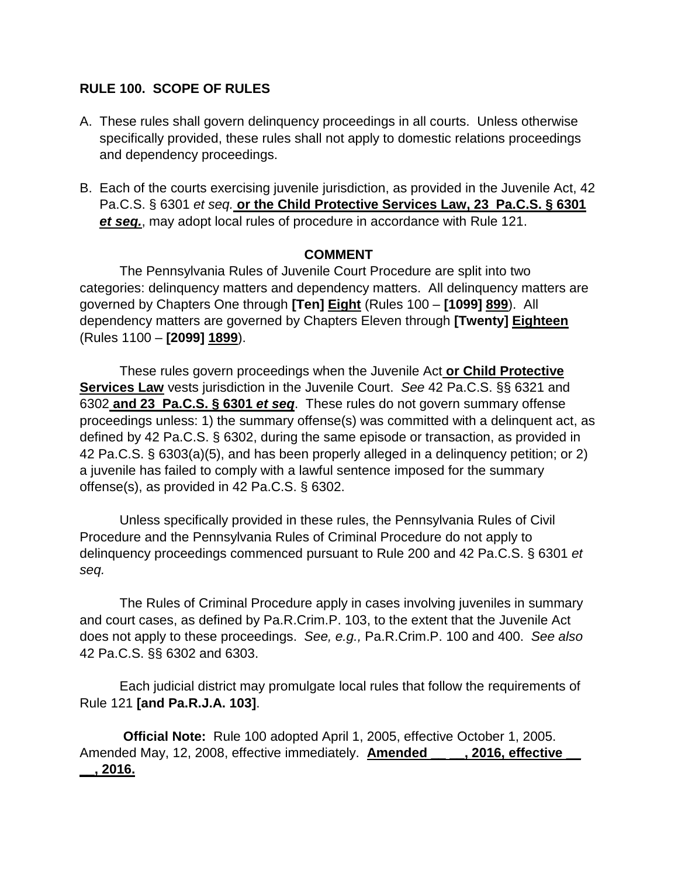**RULE 100. SCOPE OF RULES**

A. These rules shall govern delinquency proceedings in all courts. Unless otherwise specifically provided, these rules shall not apply to domestic relations proceedings and dependency proceedings.

B. Each of the courts exercising juvenile jurisdiction, as provided in the Juvenile Act, 42 Pa.C.S. § 6301 *et seq.* **<u>or the Child Protective Services Law, 23 Pa.C.S. § 6301 *et seq.*</u>**, may adopt local rules of procedure in accordance with Rule 121.

**COMMENT**

The Pennsylvania Rules of Juvenile Court Procedure are split into two categories: delinquency matters and dependency matters. All delinquency matters are governed by Chapters One through **[Ten]** **<u>Eight</u>** (Rules 100 – **[1099]** **<u>899</u>**). All dependency matters are governed by Chapters Eleven through **[Twenty]** **<u>Eighteen</u>** (Rules 1100 – **[2099]** **<u>1899</u>**).

These rules govern proceedings when the Juvenile Act **<u>or Child Protective Services Law</u>** vests jurisdiction in the Juvenile Court. *See* 42 Pa.C.S. §§ 6321 and 6302 **<u>and 23 Pa.C.S. § 6301 *et seq*</u>**. These rules do not govern summary offense proceedings unless: 1) the summary offense(s) was committed with a delinquent act, as defined by 42 Pa.C.S. § 6302, during the same episode or transaction, as provided in 42 Pa.C.S. § 6303(a)(5), and has been properly alleged in a delinquency petition; or 2) a juvenile has failed to comply with a lawful sentence imposed for the summary offense(s), as provided in 42 Pa.C.S. § 6302.

Unless specifically provided in these rules, the Pennsylvania Rules of Civil Procedure and the Pennsylvania Rules of Criminal Procedure do not apply to delinquency proceedings commenced pursuant to Rule 200 and 42 Pa.C.S. § 6301 *et seq.*

The Rules of Criminal Procedure apply in cases involving juveniles in summary and court cases, as defined by Pa.R.Crim.P. 103, to the extent that the Juvenile Act does not apply to these proceedings. *See, e.g.,* Pa.R.Crim.P. 100 and 400. *See also* 42 Pa.C.S. §§ 6302 and 6303.

Each judicial district may promulgate local rules that follow the requirements of Rule 121 **[and Pa.R.J.A. 103]**.

**Official Note:** Rule 100 adopted April 1, 2005, effective October 1, 2005. Amended May, 12, 2008, effective immediately. **<u>Amended __ __, 2016, effective __ __, 2016.</u>**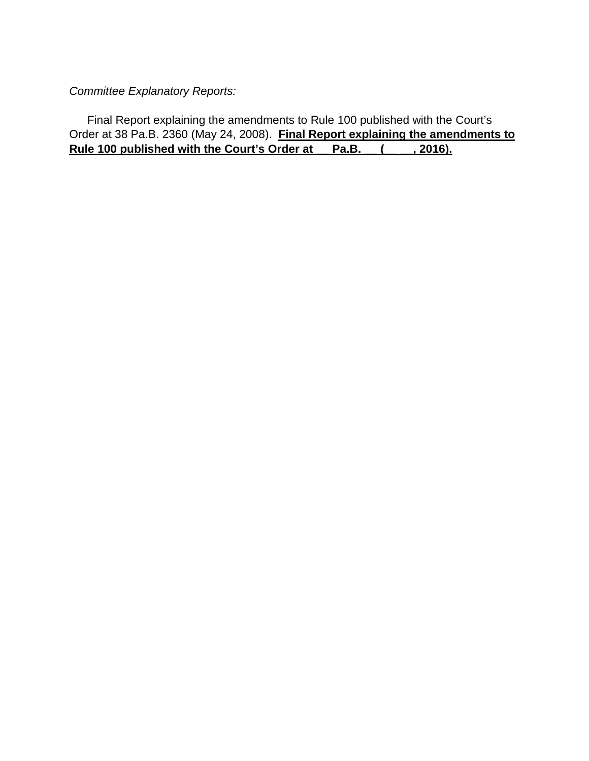*Committee Explanatory Reports:*

Final Report explaining the amendments to Rule 100 published with the Court's Order at 38 Pa.B. 2360 (May 24, 2008). **<u>Final Report explaining the amendments to Rule 100 published with the Court's Order at __ Pa.B. __ (__ __, 2016).</u>**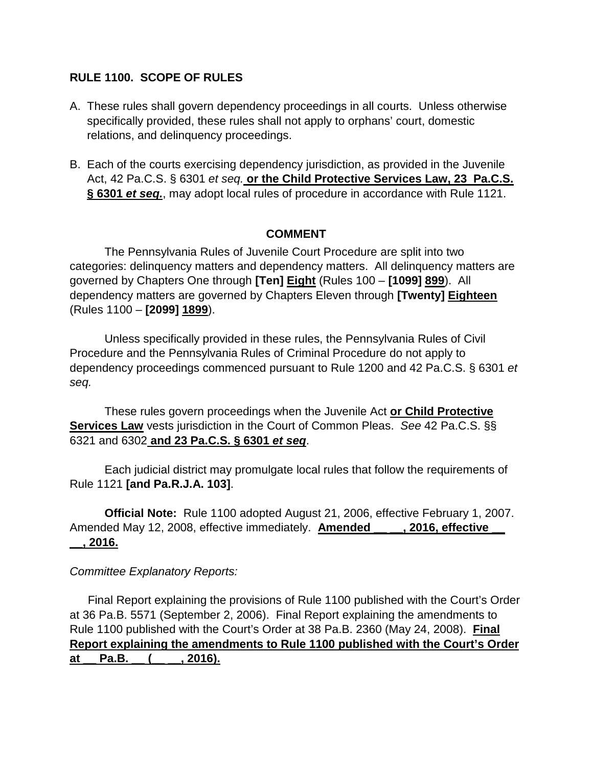**RULE 1100. SCOPE OF RULES**

A. These rules shall govern dependency proceedings in all courts. Unless otherwise specifically provided, these rules shall not apply to orphans' court, domestic relations, and delinquency proceedings.

B. Each of the courts exercising dependency jurisdiction, as provided in the Juvenile Act, 42 Pa.C.S. § 6301 *et seq.* **<u>or the Child Protective Services Law, 23 Pa.C.S. § 6301 *et seq.*</u>**, may adopt local rules of procedure in accordance with Rule 1121.

**COMMENT**

The Pennsylvania Rules of Juvenile Court Procedure are split into two categories: delinquency matters and dependency matters. All delinquency matters are governed by Chapters One through **[Ten]** **<u>Eight</u>** (Rules 100 – **[1099]** **<u>899</u>**). All dependency matters are governed by Chapters Eleven through **[Twenty]** **<u>Eighteen</u>** (Rules 1100 – **[2099]** **<u>1899</u>**).

Unless specifically provided in these rules, the Pennsylvania Rules of Civil Procedure and the Pennsylvania Rules of Criminal Procedure do not apply to dependency proceedings commenced pursuant to Rule 1200 and 42 Pa.C.S. § 6301 *et seq.*

These rules govern proceedings when the Juvenile Act **<u>or Child Protective Services Law</u>** vests jurisdiction in the Court of Common Pleas. *See* 42 Pa.C.S. §§ 6321 and 6302 **<u>and 23 Pa.C.S. § 6301 *et seq*</u>**.

Each judicial district may promulgate local rules that follow the requirements of Rule 1121 **[and Pa.R.J.A. 103]**.

**Official Note:** Rule 1100 adopted August 21, 2006, effective February 1, 2007. Amended May 12, 2008, effective immediately. **<u>Amended __ __, 2016, effective __ __, 2016.</u>**

*Committee Explanatory Reports:*

Final Report explaining the provisions of Rule 1100 published with the Court's Order at 36 Pa.B. 5571 (September 2, 2006). Final Report explaining the amendments to Rule 1100 published with the Court's Order at 38 Pa.B. 2360 (May 24, 2008). **<u>Final Report explaining the amendments to Rule 1100 published with the Court's Order at __ Pa.B. __ (__ __, 2016).</u>**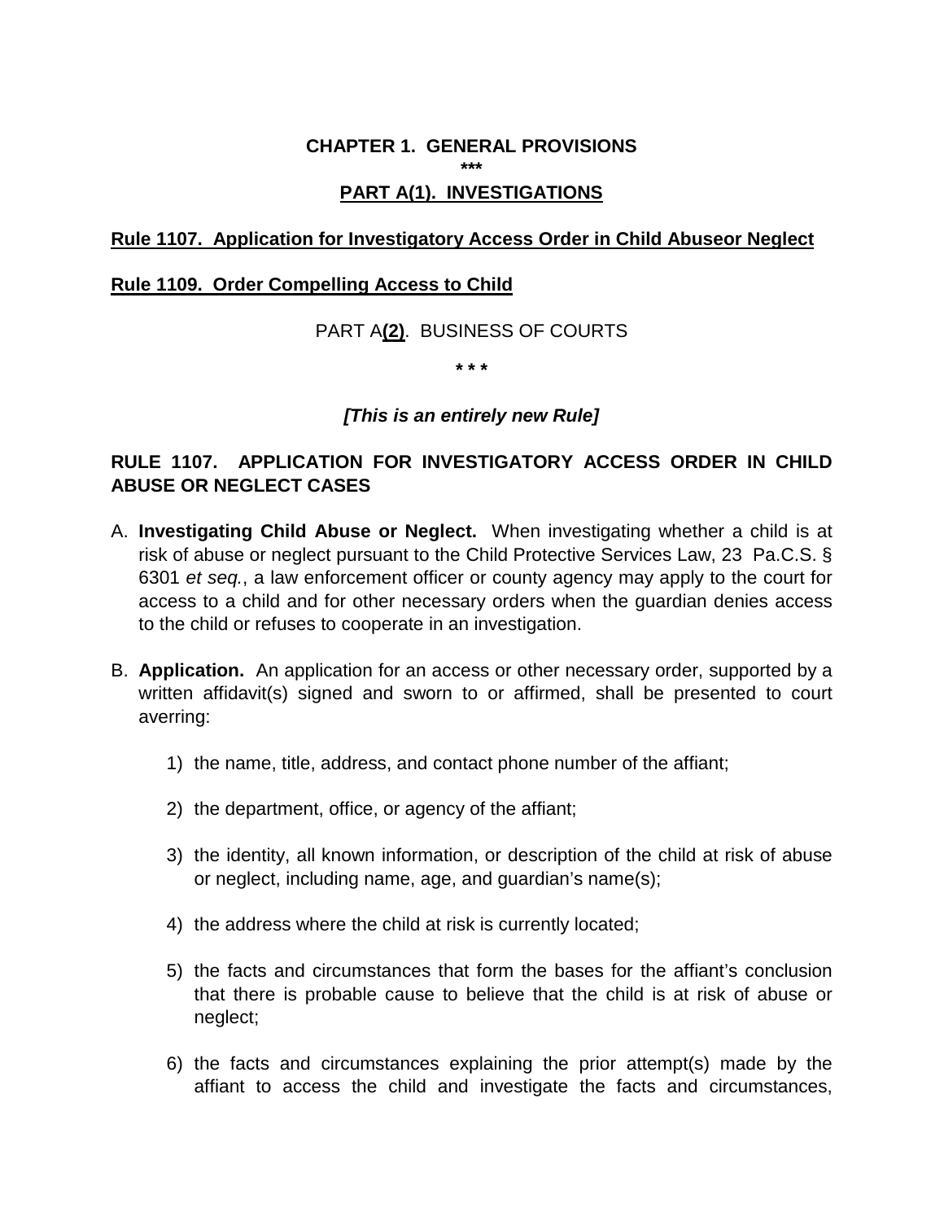**CHAPTER 1. GENERAL PROVISIONS**

**\*\*\***

**<u>PART A(1). INVESTIGATIONS</u>**

**<u>Rule 1107. Application for Investigatory Access Order in Child Abuseor Neglect</u>**

**<u>Rule 1109. Order Compelling Access to Child</u>**

PART A**<u>(2)</u>**. BUSINESS OF COURTS

**\* \* \***

***[This is an entirely new Rule]***

**RULE 1107. APPLICATION FOR INVESTIGATORY ACCESS ORDER IN CHILD ABUSE OR NEGLECT CASES**

A. **Investigating Child Abuse or Neglect.** When investigating whether a child is at risk of abuse or neglect pursuant to the Child Protective Services Law, 23 Pa.C.S. § 6301 *et seq.*, a law enforcement officer or county agency may apply to the court for access to a child and for other necessary orders when the guardian denies access to the child or refuses to cooperate in an investigation.

B. **Application.** An application for an access or other necessary order, supported by a written affidavit(s) signed and sworn to or affirmed, shall be presented to court averring:

   1) the name, title, address, and contact phone number of the affiant;

   2) the department, office, or agency of the affiant;

   3) the identity, all known information, or description of the child at risk of abuse or neglect, including name, age, and guardian's name(s);

   4) the address where the child at risk is currently located;

   5) the facts and circumstances that form the bases for the affiant's conclusion that there is probable cause to believe that the child is at risk of abuse or neglect;

   6) the facts and circumstances explaining the prior attempt(s) made by the affiant to access the child and investigate the facts and circumstances,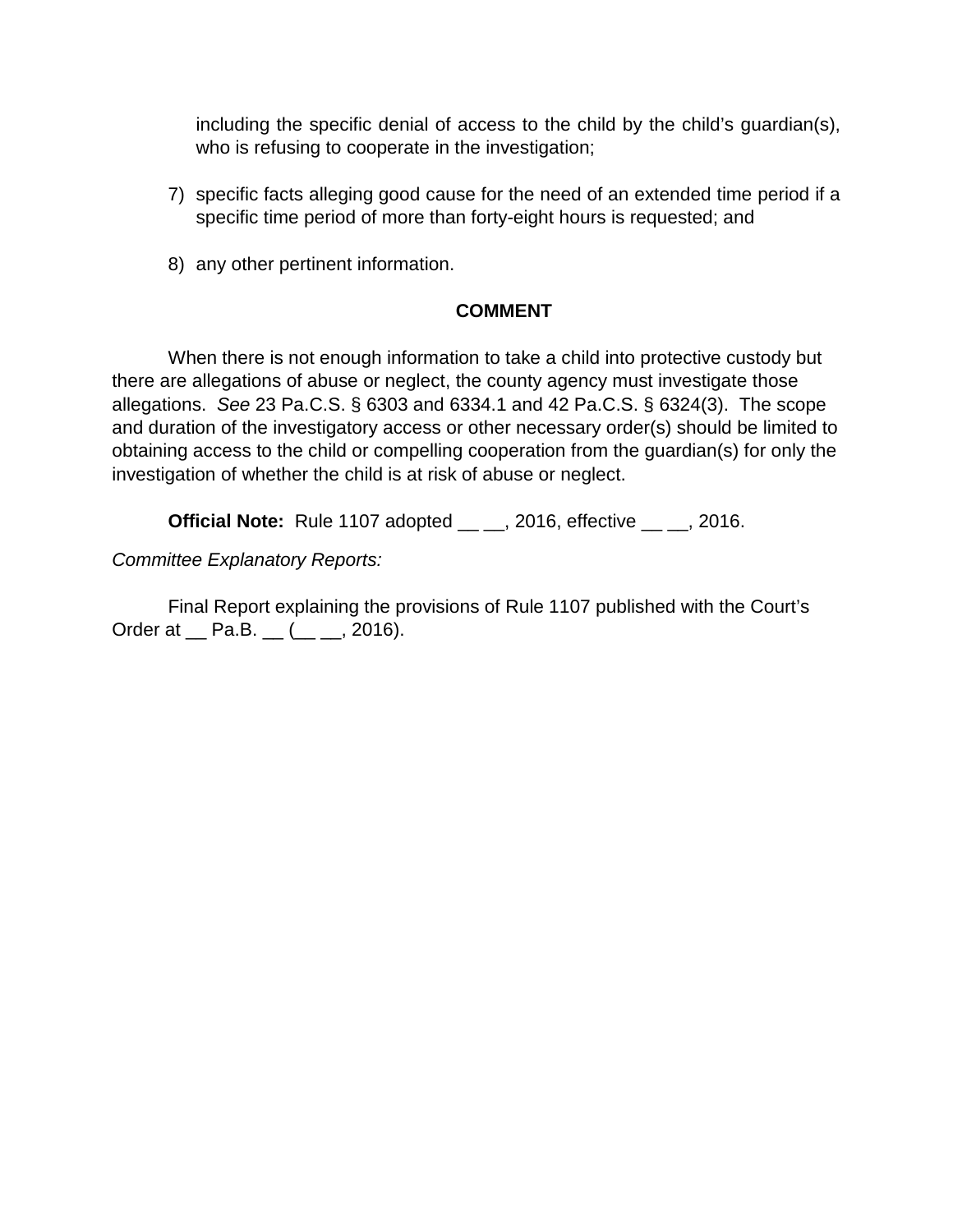including the specific denial of access to the child by the child's guardian(s), who is refusing to cooperate in the investigation;

7) specific facts alleging good cause for the need of an extended time period if a specific time period of more than forty-eight hours is requested; and

8) any other pertinent information.

**COMMENT**

When there is not enough information to take a child into protective custody but there are allegations of abuse or neglect, the county agency must investigate those allegations. *See* 23 Pa.C.S. § 6303 and 6334.1 and 42 Pa.C.S. § 6324(3). The scope and duration of the investigatory access or other necessary order(s) should be limited to obtaining access to the child or compelling cooperation from the guardian(s) for only the investigation of whether the child is at risk of abuse or neglect.

**Official Note:** Rule 1107 adopted __ __, 2016, effective __ __, 2016.

*Committee Explanatory Reports:*

Final Report explaining the provisions of Rule 1107 published with the Court's Order at __ Pa.B. __ (__ __, 2016).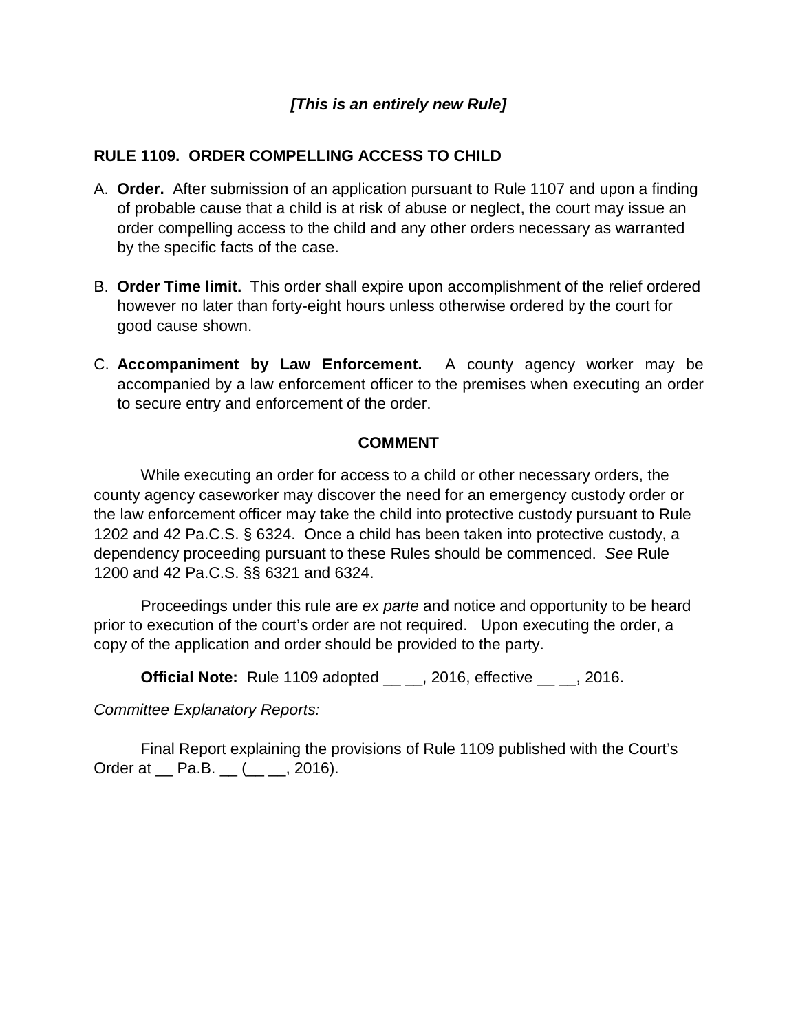***[This is an entirely new Rule]***

**RULE 1109. ORDER COMPELLING ACCESS TO CHILD**

A. **Order.** After submission of an application pursuant to Rule 1107 and upon a finding of probable cause that a child is at risk of abuse or neglect, the court may issue an order compelling access to the child and any other orders necessary as warranted by the specific facts of the case.

B. **Order Time limit.** This order shall expire upon accomplishment of the relief ordered however no later than forty-eight hours unless otherwise ordered by the court for good cause shown.

C. **Accompaniment by Law Enforcement.** A county agency worker may be accompanied by a law enforcement officer to the premises when executing an order to secure entry and enforcement of the order.

**COMMENT**

While executing an order for access to a child or other necessary orders, the county agency caseworker may discover the need for an emergency custody order or the law enforcement officer may take the child into protective custody pursuant to Rule 1202 and 42 Pa.C.S. § 6324. Once a child has been taken into protective custody, a dependency proceeding pursuant to these Rules should be commenced. *See* Rule 1200 and 42 Pa.C.S. §§ 6321 and 6324.

Proceedings under this rule are *ex parte* and notice and opportunity to be heard prior to execution of the court's order are not required. Upon executing the order, a copy of the application and order should be provided to the party.

**Official Note:** Rule 1109 adopted __ __, 2016, effective __ __, 2016.

*Committee Explanatory Reports:*

Final Report explaining the provisions of Rule 1109 published with the Court's Order at __ Pa.B. __ (__ __, 2016).